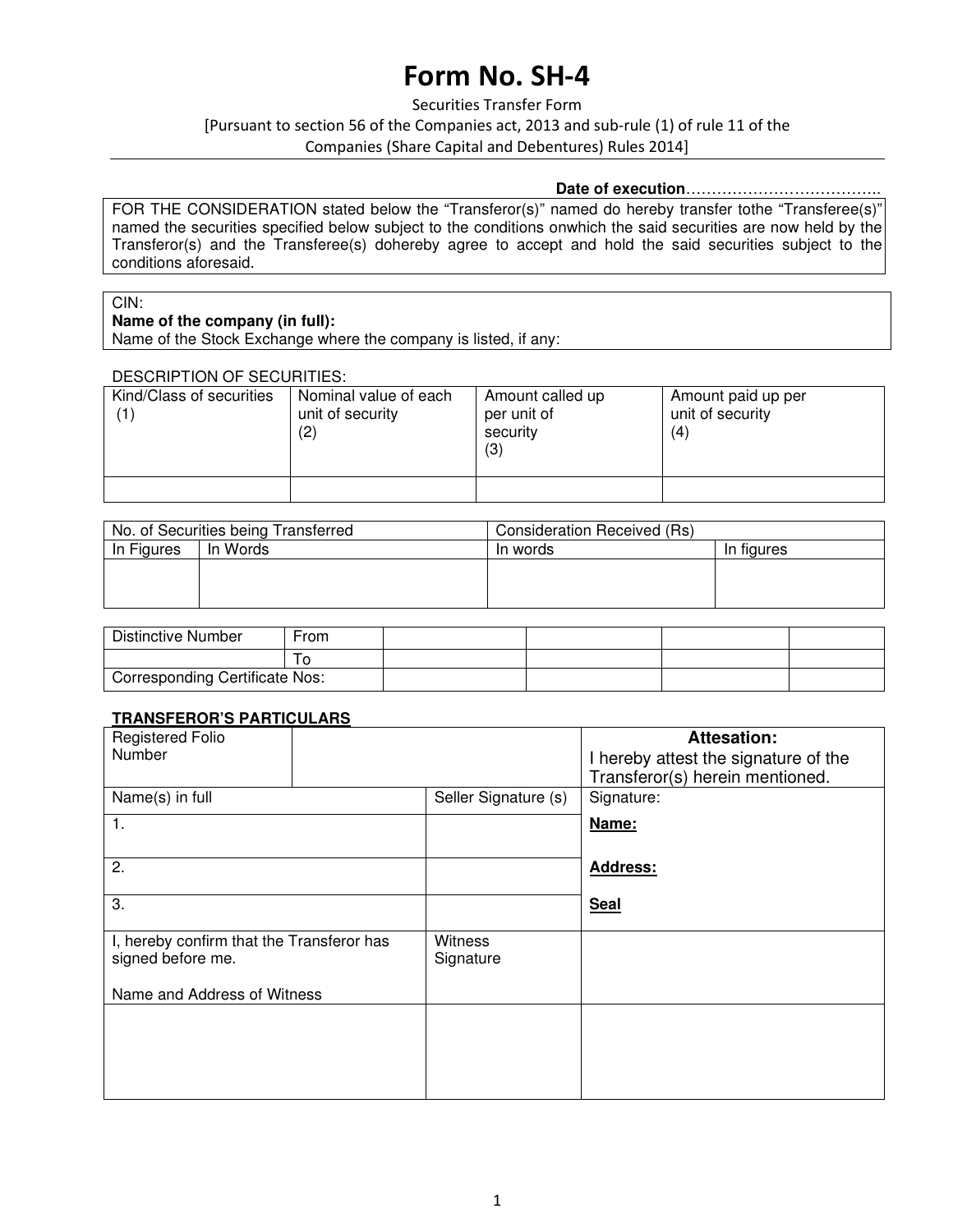# Form No. SH-4

Securities Transfer Form

[Pursuant to section 56 of the Companies act, 2013 and sub-rule (1) of rule 11 of the Companies (Share Capital and Debentures) Rules 2014]

**Date of execution**………………………………..

FOR THE CONSIDERATION stated below the "Transferor(s)" named do hereby transfer tothe "Transferee(s)" named the securities specified below subject to the conditions onwhich the said securities are now held by the Transferor(s) and the Transferee(s) dohereby agree to accept and hold the said securities subject to the conditions aforesaid.

CIN:

**Name of the company (in full):**

Name of the Stock Exchange where the company is listed, if any:

DESCRIPTION OF SECURITIES:

| Kind/Class of securities (1) | Nominal value of each unit of security (2) | Amount called up per unit of security (3) | Amount paid up per unit of security (4) |
|---|---|---|---|
| | | | |

| No. of Securities being Transferred | | Consideration Received (Rs) | |
|---|---|---|---|
| In Figures | In Words | In words | In figures |
| | | | |

| Distinctive Number | From | | | | |
|---|---|---|---|---|---|
| | To | | | | |
| Corresponding Certificate Nos: | | | | | |

**TRANSFEROR'S PARTICULARS**

| Registered Folio Number | | **Attesation:** I hereby attest the signature of the Transferor(s) herein mentioned. |
|---|---|---|
| Name(s) in full | Seller Signature (s) | Signature: |
| 1. | | **Name:** |
| 2. | | **Address:** |
| 3. | | **Seal** |
| I, hereby confirm that the Transferor has signed before me. Name and Address of Witness | Witness Signature | |
| | | |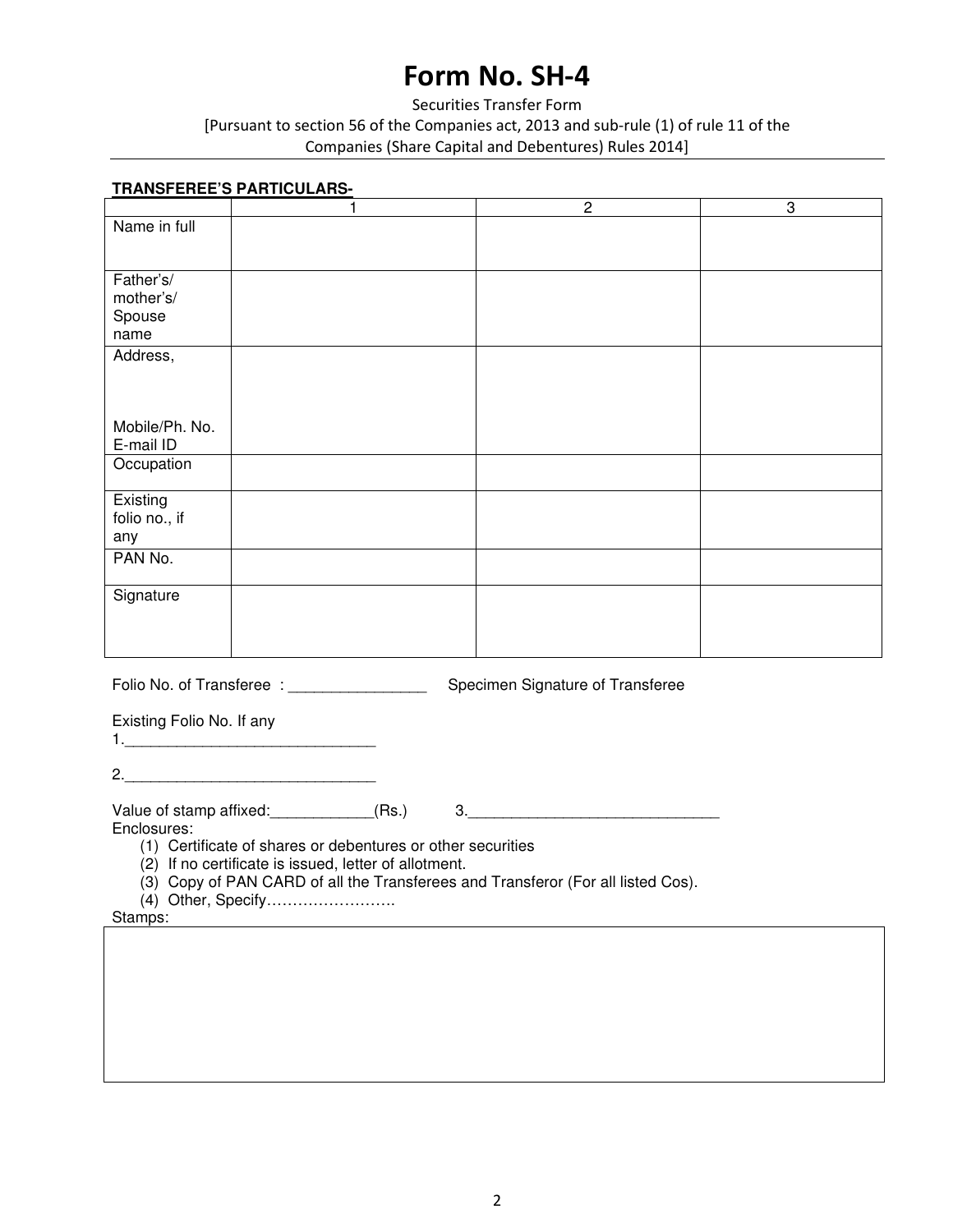# Form No. SH-4

Securities Transfer Form

[Pursuant to section 56 of the Companies act, 2013 and sub-rule (1) of rule 11 of the Companies (Share Capital and Debentures) Rules 2014]

**TRANSFEREE'S PARTICULARS-**

| | 1 | 2 | 3 |
|---|---|---|---|
| Name in full | | | |
| Father's/ mother's/ Spouse name | | | |
| Address,<br><br>Mobile/Ph. No.<br>E-mail ID | | | |
| Occupation | | | |
| Existing folio no., if any | | | |
| PAN No. | | | |
| Signature | | | |

Folio No. of Transferee : ________________ Specimen Signature of Transferee

Existing Folio No. If any

1.______________________________

2.______________________________

Value of stamp affixed:____________(Rs.) 3.______________________________

Enclosures:

(1) Certificate of shares or debentures or other securities
(2) If no certificate is issued, letter of allotment.
(3) Copy of PAN CARD of all the Transferees and Transferor (For all listed Cos).
(4) Other, Specify…………………….

Stamps: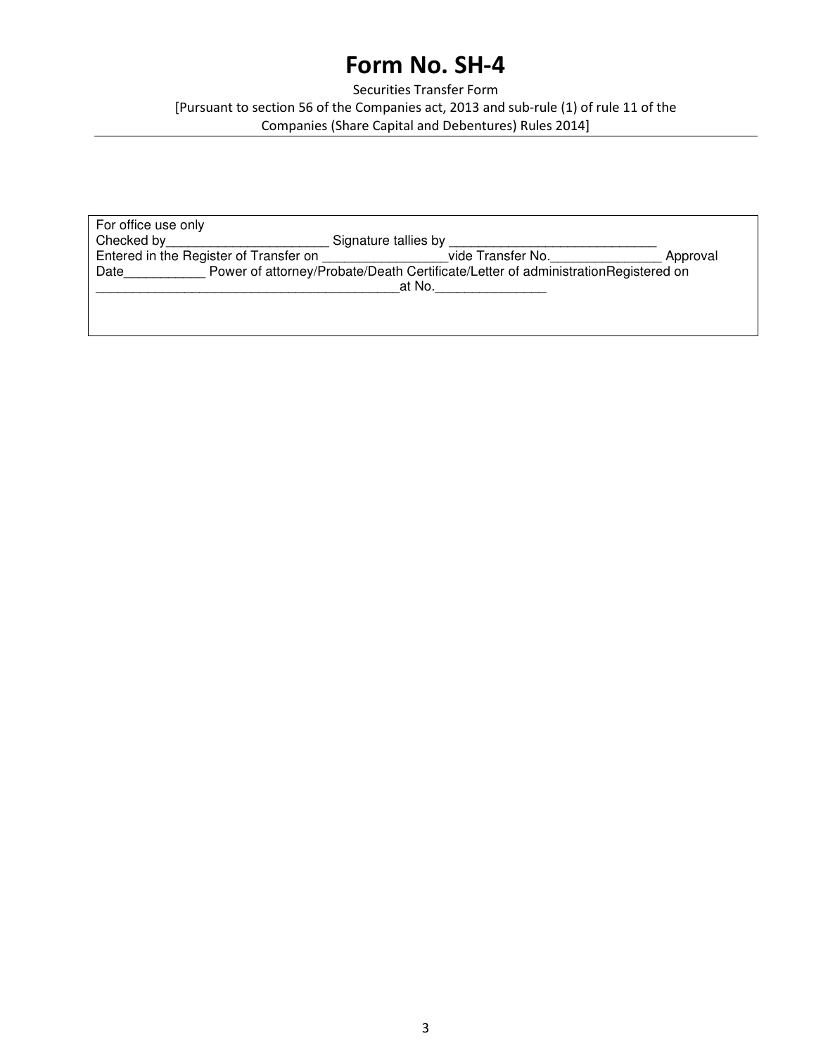# Form No. SH-4

Securities Transfer Form

[Pursuant to section 56 of the Companies act, 2013 and sub-rule (1) of rule 11 of the Companies (Share Capital and Debentures) Rules 2014]

---

For office use only

Checked by______________________ Signature tallies by _____________________________

Entered in the Register of Transfer on _________________vide Transfer No._______________ Approval Date___________ Power of attorney/Probate/Death Certificate/Letter of administrationRegistered on ___________________________________________at No._______________